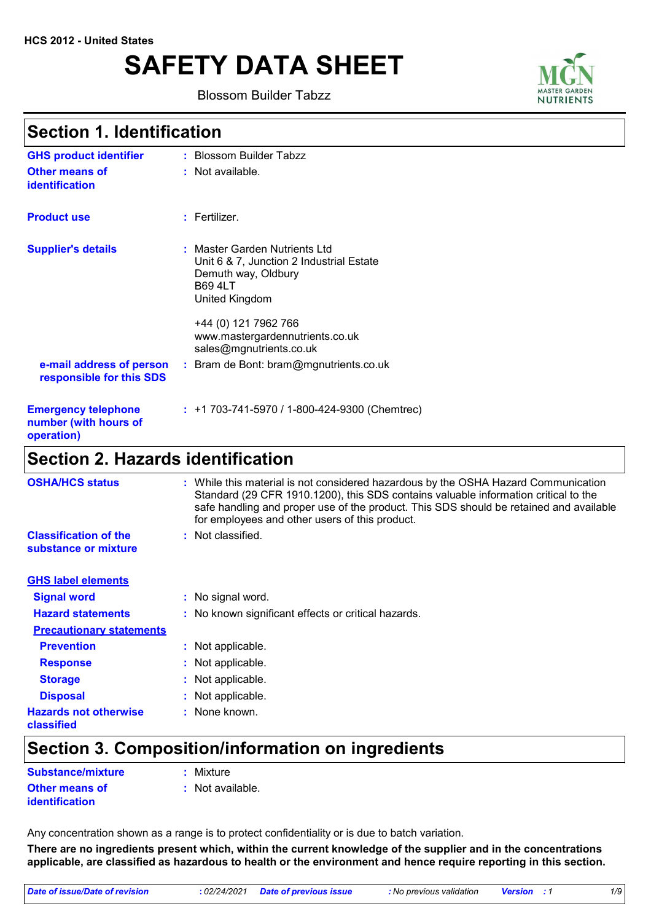HCS 2012 - United States

# SAFETY DATA SHEET

Blossom Builder Tabzz

## Section 1. Identification

| | | |
|---|---|---|
| **GHS product identifier** | : | Blossom Builder Tabzz |
| **Other means of identification** | : | Not available. |
| **Product use** | : | Fertilizer. |
| **Supplier's details** | : | Master Garden Nutrients Ltd<br>Unit 6 & 7, Junction 2 Industrial Estate<br>Demuth way, Oldbury<br>B69 4LT<br>United Kingdom<br><br>+44 (0) 121 7962 766<br>www.mastergardennutrients.co.uk<br>sales@mgnutrients.co.uk |
| **e-mail address of person responsible for this SDS** | : | Bram de Bont: bram@mgnutrients.co.uk |
| **Emergency telephone number (with hours of operation)** | : | +1 703-741-5970 / 1-800-424-9300 (Chemtrec) |

## Section 2. Hazards identification

| | | |
|---|---|---|
| **OSHA/HCS status** | : | While this material is not considered hazardous by the OSHA Hazard Communication Standard (29 CFR 1910.1200), this SDS contains valuable information critical to the safe handling and proper use of the product. This SDS should be retained and available for employees and other users of this product. |
| **Classification of the substance or mixture** | : | Not classified. |

**GHS label elements**

| | | |
|---|---|---|
| **Signal word** | : | No signal word. |
| **Hazard statements** | : | No known significant effects or critical hazards. |

**Precautionary statements**

| | | |
|---|---|---|
| **Prevention** | : | Not applicable. |
| **Response** | : | Not applicable. |
| **Storage** | : | Not applicable. |
| **Disposal** | : | Not applicable. |
| **Hazards not otherwise classified** | : | None known. |

## Section 3. Composition/information on ingredients

| | | |
|---|---|---|
| **Substance/mixture** | : | Mixture |
| **Other means of identification** | : | Not available. |

Any concentration shown as a range is to protect confidentiality or is due to batch variation.

**There are no ingredients present which, within the current knowledge of the supplier and in the concentrations applicable, are classified as hazardous to health or the environment and hence require reporting in this section.**

*Date of issue/Date of revision : 02/24/2021 Date of previous issue : No previous validation Version : 1*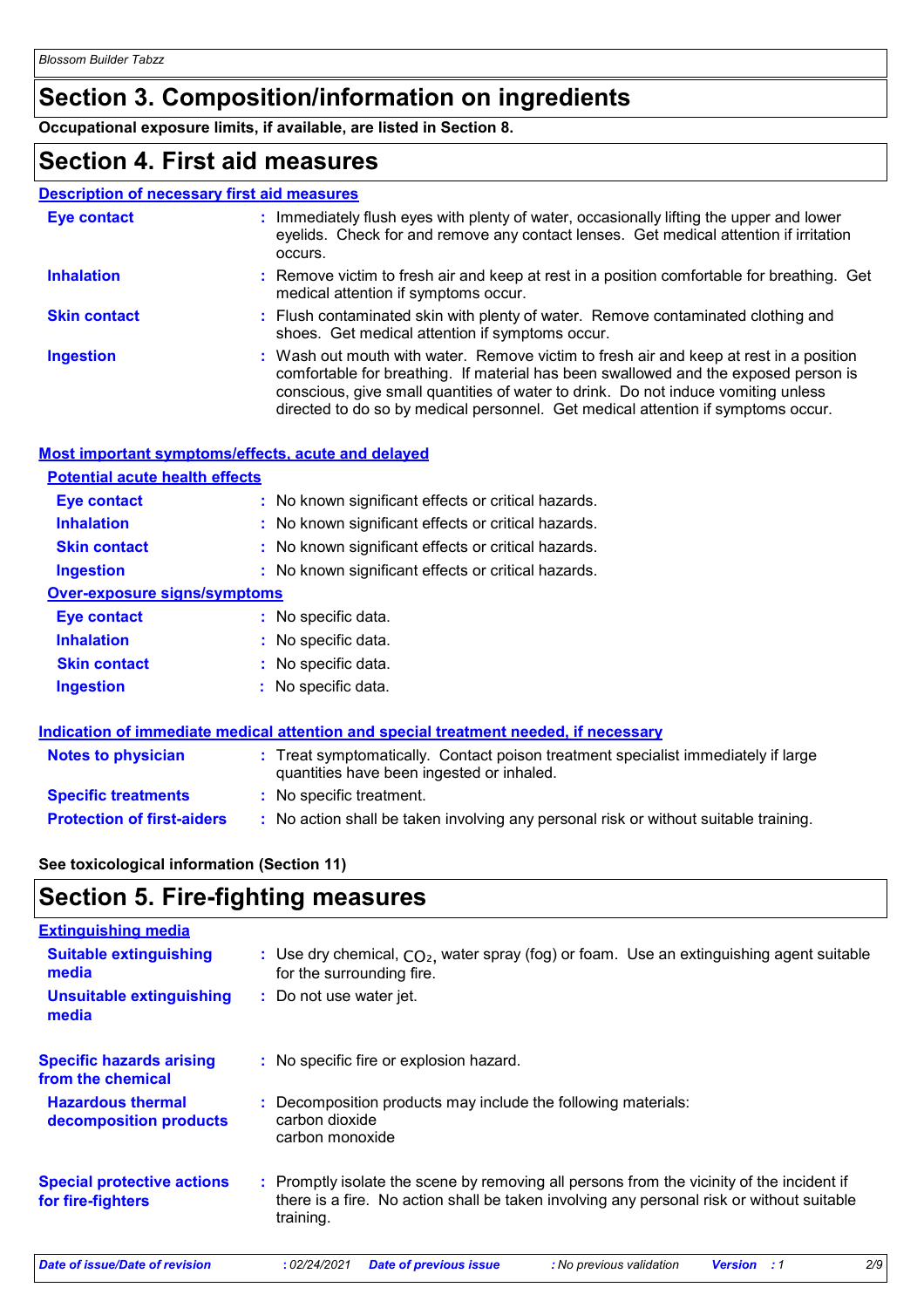## Section 3. Composition/information on ingredients

**Occupational exposure limits, if available, are listed in Section 8.**

## Section 4. First aid measures

### Description of necessary first aid measures

**Eye contact** : Immediately flush eyes with plenty of water, occasionally lifting the upper and lower eyelids. Check for and remove any contact lenses. Get medical attention if irritation occurs.

**Inhalation** : Remove victim to fresh air and keep at rest in a position comfortable for breathing. Get medical attention if symptoms occur.

**Skin contact** : Flush contaminated skin with plenty of water. Remove contaminated clothing and shoes. Get medical attention if symptoms occur.

**Ingestion** : Wash out mouth with water. Remove victim to fresh air and keep at rest in a position comfortable for breathing. If material has been swallowed and the exposed person is conscious, give small quantities of water to drink. Do not induce vomiting unless directed to do so by medical personnel. Get medical attention if symptoms occur.

### Most important symptoms/effects, acute and delayed

#### Potential acute health effects

**Eye contact** : No known significant effects or critical hazards.

**Inhalation** : No known significant effects or critical hazards.

**Skin contact** : No known significant effects or critical hazards.

**Ingestion** : No known significant effects or critical hazards.

#### Over-exposure signs/symptoms

**Eye contact** : No specific data.

**Inhalation** : No specific data.

**Skin contact** : No specific data.

**Ingestion** : No specific data.

### Indication of immediate medical attention and special treatment needed, if necessary

**Notes to physician** : Treat symptomatically. Contact poison treatment specialist immediately if large quantities have been ingested or inhaled.

**Specific treatments** : No specific treatment.

**Protection of first-aiders** : No action shall be taken involving any personal risk or without suitable training.

**See toxicological information (Section 11)**

## Section 5. Fire-fighting measures

### Extinguishing media

**Suitable extinguishing media** : Use dry chemical, $CO_2$, water spray (fog) or foam. Use an extinguishing agent suitable for the surrounding fire.

**Unsuitable extinguishing media** : Do not use water jet.

**Specific hazards arising from the chemical** : No specific fire or explosion hazard.

**Hazardous thermal decomposition products** : Decomposition products may include the following materials:
carbon dioxide
carbon monoxide

**Special protective actions for fire-fighters** : Promptly isolate the scene by removing all persons from the vicinity of the incident if there is a fire. No action shall be taken involving any personal risk or without suitable training.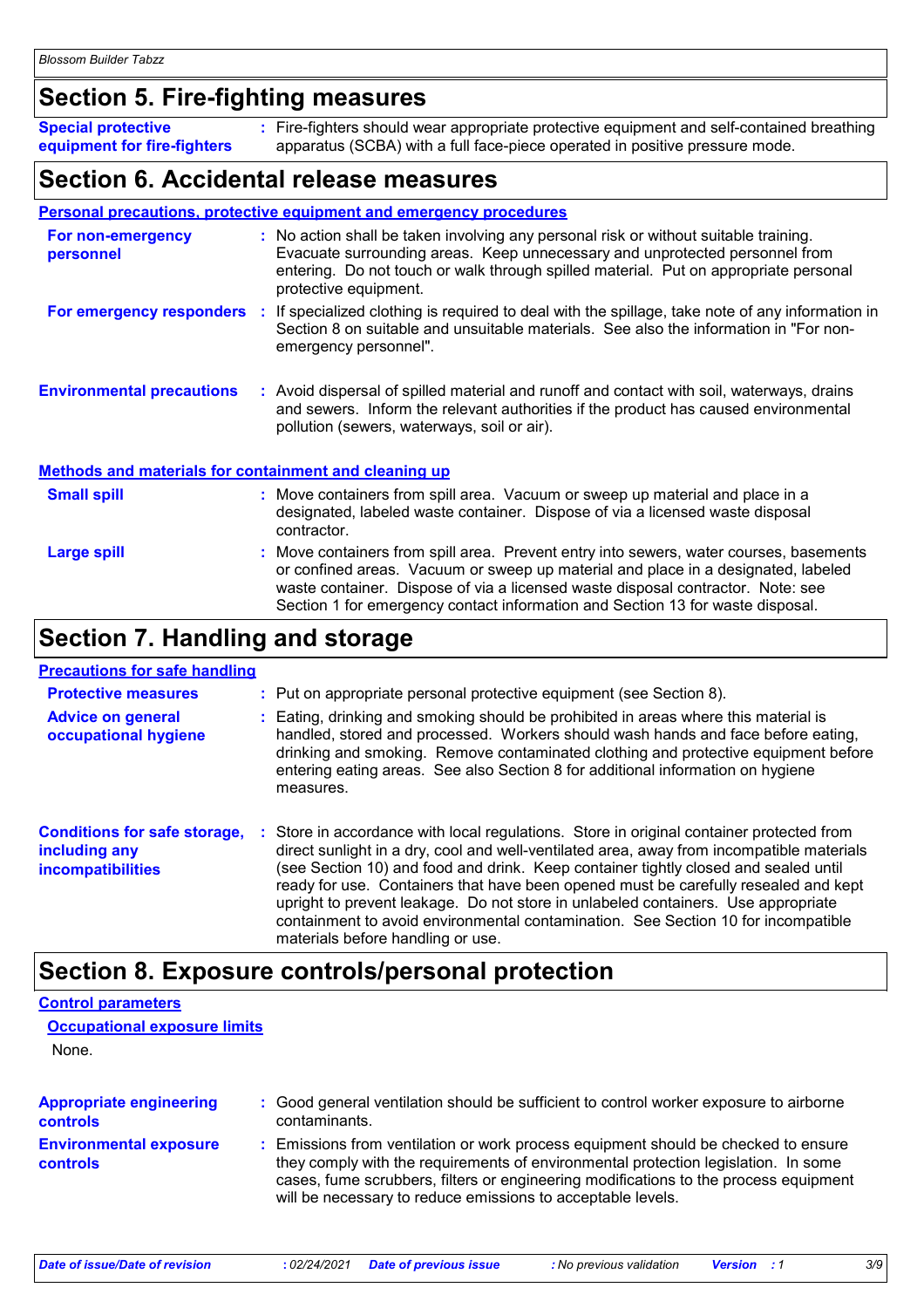## Section 5. Fire-fighting measures

**Special protective equipment for fire-fighters** : Fire-fighters should wear appropriate protective equipment and self-contained breathing apparatus (SCBA) with a full face-piece operated in positive pressure mode.

## Section 6. Accidental release measures

**Personal precautions, protective equipment and emergency procedures**

**For non-emergency personnel** : No action shall be taken involving any personal risk or without suitable training. Evacuate surrounding areas. Keep unnecessary and unprotected personnel from entering. Do not touch or walk through spilled material. Put on appropriate personal protective equipment.

**For emergency responders** : If specialized clothing is required to deal with the spillage, take note of any information in Section 8 on suitable and unsuitable materials. See also the information in "For non-emergency personnel".

**Environmental precautions** : Avoid dispersal of spilled material and runoff and contact with soil, waterways, drains and sewers. Inform the relevant authorities if the product has caused environmental pollution (sewers, waterways, soil or air).

**Methods and materials for containment and cleaning up**

**Small spill** : Move containers from spill area. Vacuum or sweep up material and place in a designated, labeled waste container. Dispose of via a licensed waste disposal contractor.

**Large spill** : Move containers from spill area. Prevent entry into sewers, water courses, basements or confined areas. Vacuum or sweep up material and place in a designated, labeled waste container. Dispose of via a licensed waste disposal contractor. Note: see Section 1 for emergency contact information and Section 13 for waste disposal.

## Section 7. Handling and storage

**Precautions for safe handling**

**Protective measures** : Put on appropriate personal protective equipment (see Section 8).

**Advice on general occupational hygiene** : Eating, drinking and smoking should be prohibited in areas where this material is handled, stored and processed. Workers should wash hands and face before eating, drinking and smoking. Remove contaminated clothing and protective equipment before entering eating areas. See also Section 8 for additional information on hygiene measures.

**Conditions for safe storage, including any incompatibilities** : Store in accordance with local regulations. Store in original container protected from direct sunlight in a dry, cool and well-ventilated area, away from incompatible materials (see Section 10) and food and drink. Keep container tightly closed and sealed until ready for use. Containers that have been opened must be carefully resealed and kept upright to prevent leakage. Do not store in unlabeled containers. Use appropriate containment to avoid environmental contamination. See Section 10 for incompatible materials before handling or use.

## Section 8. Exposure controls/personal protection

**Control parameters**

**Occupational exposure limits**

None.

**Appropriate engineering controls** : Good general ventilation should be sufficient to control worker exposure to airborne contaminants.

**Environmental exposure controls** : Emissions from ventilation or work process equipment should be checked to ensure they comply with the requirements of environmental protection legislation. In some cases, fume scrubbers, filters or engineering modifications to the process equipment will be necessary to reduce emissions to acceptable levels.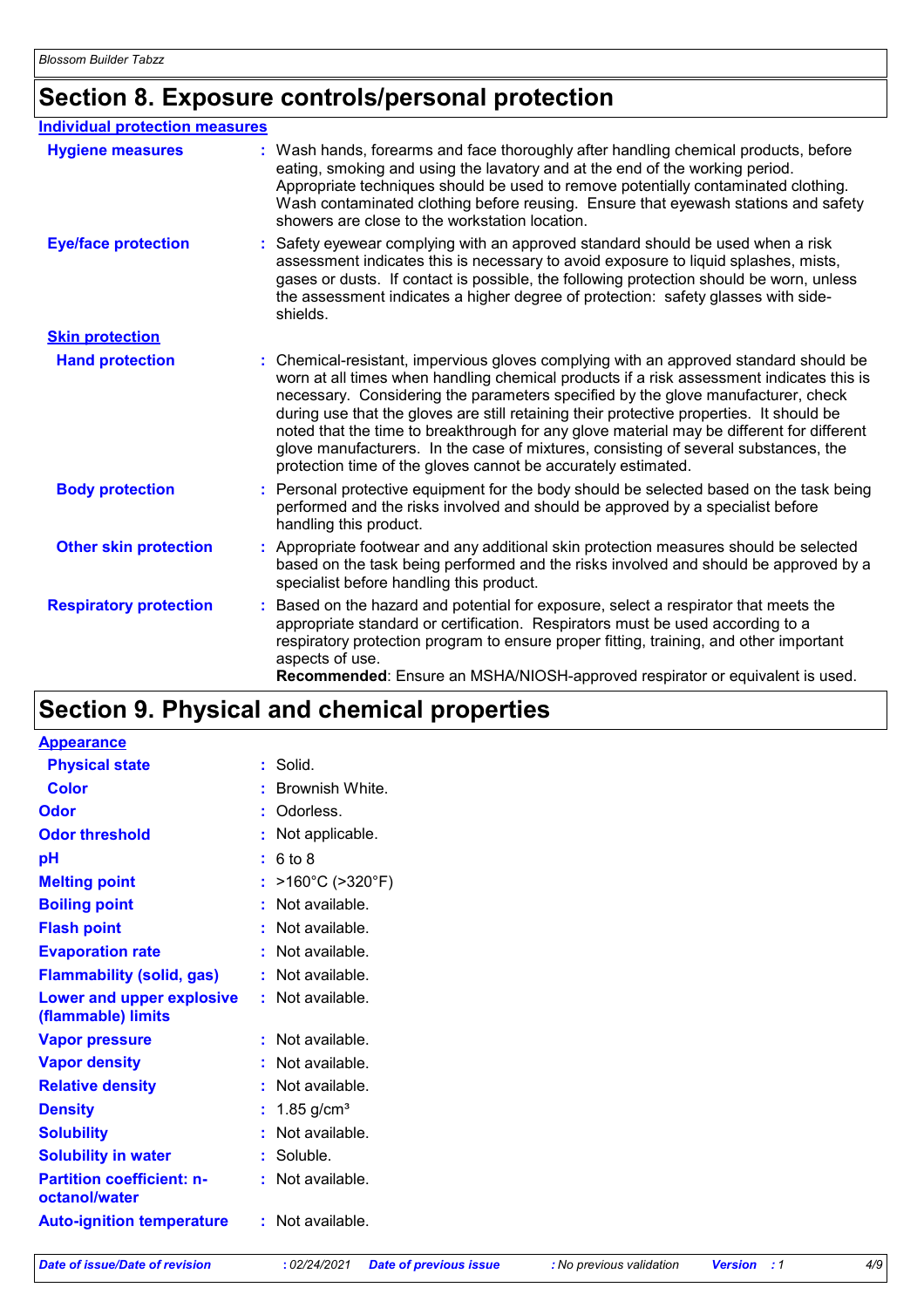# Section 8. Exposure controls/personal protection

## Individual protection measures

**Hygiene measures** : Wash hands, forearms and face thoroughly after handling chemical products, before eating, smoking and using the lavatory and at the end of the working period. Appropriate techniques should be used to remove potentially contaminated clothing. Wash contaminated clothing before reusing. Ensure that eyewash stations and safety showers are close to the workstation location.

**Eye/face protection** : Safety eyewear complying with an approved standard should be used when a risk assessment indicates this is necessary to avoid exposure to liquid splashes, mists, gases or dusts. If contact is possible, the following protection should be worn, unless the assessment indicates a higher degree of protection: safety glasses with side-shields.

### Skin protection

**Hand protection** : Chemical-resistant, impervious gloves complying with an approved standard should be worn at all times when handling chemical products if a risk assessment indicates this is necessary. Considering the parameters specified by the glove manufacturer, check during use that the gloves are still retaining their protective properties. It should be noted that the time to breakthrough for any glove material may be different for different glove manufacturers. In the case of mixtures, consisting of several substances, the protection time of the gloves cannot be accurately estimated.

**Body protection** : Personal protective equipment for the body should be selected based on the task being performed and the risks involved and should be approved by a specialist before handling this product.

**Other skin protection** : Appropriate footwear and any additional skin protection measures should be selected based on the task being performed and the risks involved and should be approved by a specialist before handling this product.

**Respiratory protection** : Based on the hazard and potential for exposure, select a respirator that meets the appropriate standard or certification. Respirators must be used according to a respiratory protection program to ensure proper fitting, training, and other important aspects of use.
**Recommended**: Ensure an MSHA/NIOSH-approved respirator or equivalent is used.

# Section 9. Physical and chemical properties

## Appearance

**Physical state** : Solid.

**Color** : Brownish White.

**Odor** : Odorless.

**Odor threshold** : Not applicable.

**pH** : 6 to 8

**Melting point** : >160°C (>320°F)

**Boiling point** : Not available.

**Flash point** : Not available.

**Evaporation rate** : Not available.

**Flammability (solid, gas)** : Not available.

**Lower and upper explosive (flammable) limits** : Not available.

**Vapor pressure** : Not available.

**Vapor density** : Not available.

**Relative density** : Not available.

**Density** : 1.85 g/cm³

**Solubility** : Not available.

**Solubility in water** : Soluble.

**Partition coefficient: n-octanol/water** : Not available.

**Auto-ignition temperature** : Not available.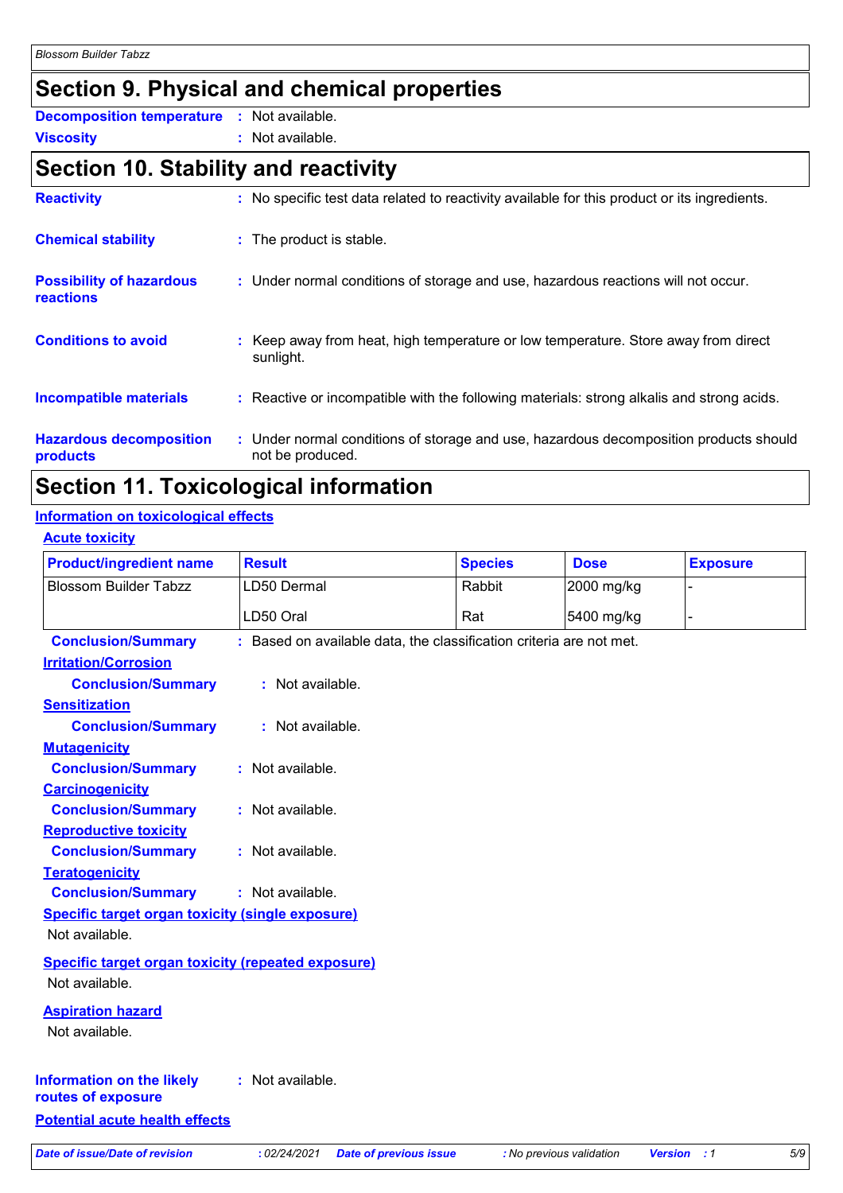## Section 9. Physical and chemical properties

**Decomposition temperature** : Not available.

**Viscosity** : Not available.

## Section 10. Stability and reactivity

**Reactivity** : No specific test data related to reactivity available for this product or its ingredients.

**Chemical stability** : The product is stable.

**Possibility of hazardous reactions** : Under normal conditions of storage and use, hazardous reactions will not occur.

**Conditions to avoid** : Keep away from heat, high temperature or low temperature. Store away from direct sunlight.

**Incompatible materials** : Reactive or incompatible with the following materials: strong alkalis and strong acids.

**Hazardous decomposition products** : Under normal conditions of storage and use, hazardous decomposition products should not be produced.

## Section 11. Toxicological information

### Information on toxicological effects

#### Acute toxicity

| Product/ingredient name | Result | Species | Dose | Exposure |
|---|---|---|---|---|
| Blossom Builder Tabzz | LD50 Dermal | Rabbit | 2000 mg/kg | - |
| | LD50 Oral | Rat | 5400 mg/kg | - |

**Conclusion/Summary** : Based on available data, the classification criteria are not met.

#### Irritation/Corrosion

**Conclusion/Summary** : Not available.

#### Sensitization

**Conclusion/Summary** : Not available.

#### Mutagenicity

**Conclusion/Summary** : Not available.

#### Carcinogenicity

**Conclusion/Summary** : Not available.

#### Reproductive toxicity

**Conclusion/Summary** : Not available.

#### Teratogenicity

**Conclusion/Summary** : Not available.

#### Specific target organ toxicity (single exposure)

Not available.

#### Specific target organ toxicity (repeated exposure)

Not available.

#### Aspiration hazard

Not available.

**Information on the likely routes of exposure** : Not available.

### Potential acute health effects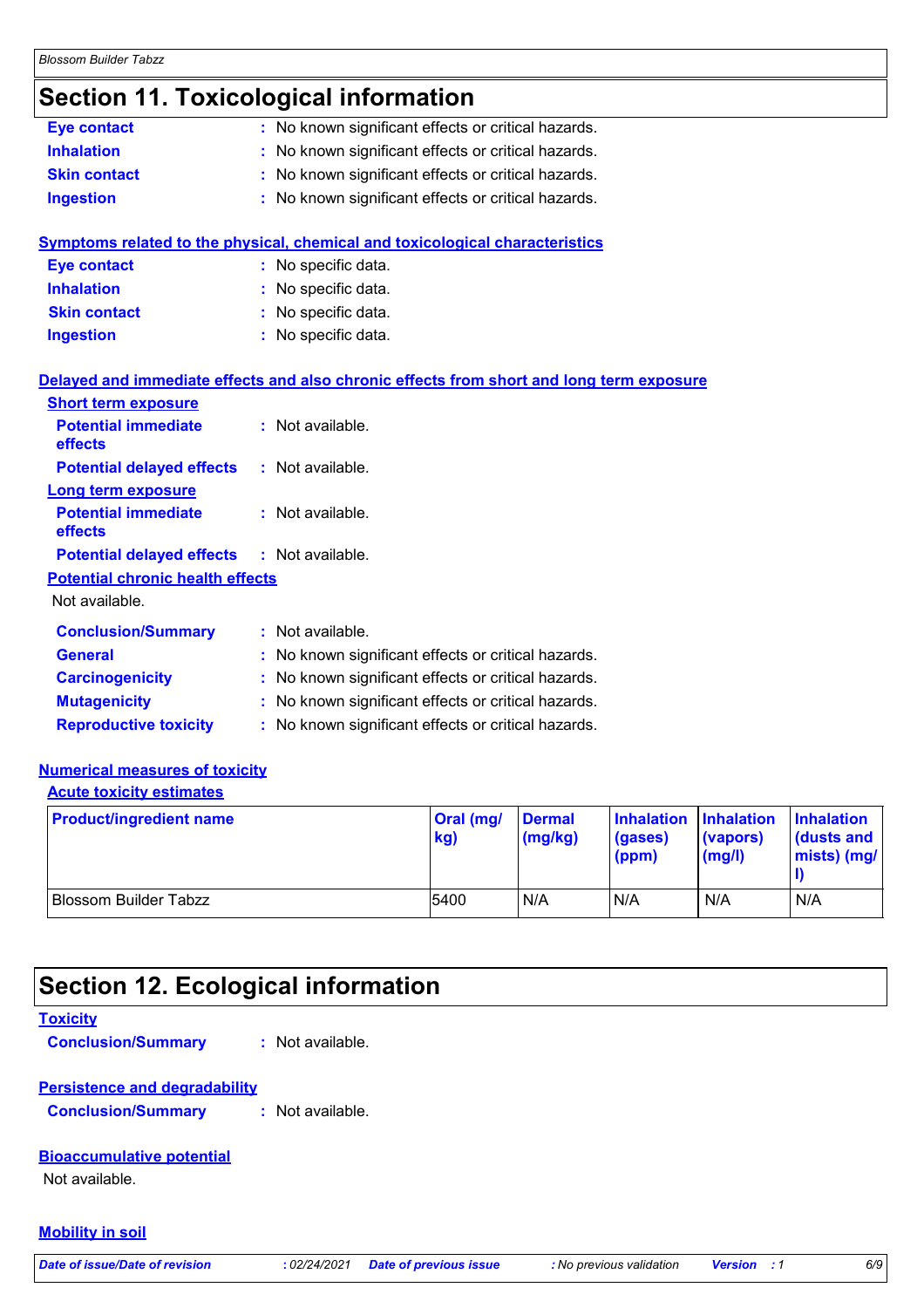# Section 11. Toxicological information

**Eye contact** : No known significant effects or critical hazards.

**Inhalation** : No known significant effects or critical hazards.

**Skin contact** : No known significant effects or critical hazards.

**Ingestion** : No known significant effects or critical hazards.

**Symptoms related to the physical, chemical and toxicological characteristics**

**Eye contact** : No specific data.

**Inhalation** : No specific data.

**Skin contact** : No specific data.

**Ingestion** : No specific data.

**Delayed and immediate effects and also chronic effects from short and long term exposure**

**Short term exposure**

**Potential immediate effects** : Not available.

**Potential delayed effects** : Not available.

**Long term exposure**

**Potential immediate effects** : Not available.

**Potential delayed effects** : Not available.

**Potential chronic health effects**

Not available.

**Conclusion/Summary** : Not available.

**General** : No known significant effects or critical hazards.

**Carcinogenicity** : No known significant effects or critical hazards.

**Mutagenicity** : No known significant effects or critical hazards.

**Reproductive toxicity** : No known significant effects or critical hazards.

**Numerical measures of toxicity**

**Acute toxicity estimates**

| Product/ingredient name | Oral (mg/kg) | Dermal (mg/kg) | Inhalation (gases) (ppm) | Inhalation (vapors) (mg/l) | Inhalation (dusts and mists) (mg/l) |
|---|---|---|---|---|---|
| Blossom Builder Tabzz | 5400 | N/A | N/A | N/A | N/A |

# Section 12. Ecological information

**Toxicity**

**Conclusion/Summary** : Not available.

**Persistence and degradability**

**Conclusion/Summary** : Not available.

**Bioaccumulative potential**

Not available.

**Mobility in soil**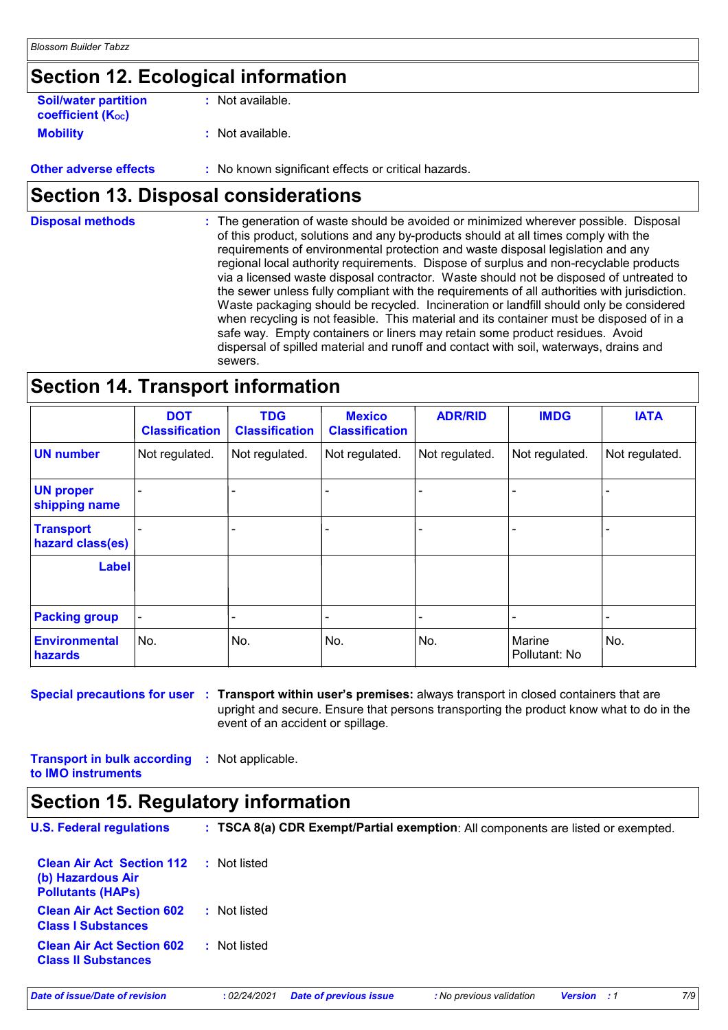## Section 12. Ecological information

**Soil/water partition coefficient ($K_{OC}$)** : Not available.

**Mobility** : Not available.

**Other adverse effects** : No known significant effects or critical hazards.

## Section 13. Disposal considerations

**Disposal methods** : The generation of waste should be avoided or minimized wherever possible. Disposal of this product, solutions and any by-products should at all times comply with the requirements of environmental protection and waste disposal legislation and any regional local authority requirements. Dispose of surplus and non-recyclable products via a licensed waste disposal contractor. Waste should not be disposed of untreated to the sewer unless fully compliant with the requirements of all authorities with jurisdiction. Waste packaging should be recycled. Incineration or landfill should only be considered when recycling is not feasible. This material and its container must be disposed of in a safe way. Empty containers or liners may retain some product residues. Avoid dispersal of spilled material and runoff and contact with soil, waterways, drains and sewers.

## Section 14. Transport information

| | DOT Classification | TDG Classification | Mexico Classification | ADR/RID | IMDG | IATA |
|---|---|---|---|---|---|---|
| **UN number** | Not regulated. | Not regulated. | Not regulated. | Not regulated. | Not regulated. | Not regulated. |
| **UN proper shipping name** | - | - | - | - | - | - |
| **Transport hazard class(es)** | - | - | - | - | - | - |
| **Label** | | | | | | |
| **Packing group** | - | - | - | - | - | - |
| **Environmental hazards** | No. | No. | No. | No. | Marine Pollutant: No | No. |

**Special precautions for user** : **Transport within user's premises:** always transport in closed containers that are upright and secure. Ensure that persons transporting the product know what to do in the event of an accident or spillage.

**Transport in bulk according to IMO instruments** : Not applicable.

## Section 15. Regulatory information

**U.S. Federal regulations** : **TSCA 8(a) CDR Exempt/Partial exemption**: All components are listed or exempted.

**Clean Air Act Section 112 (b) Hazardous Air Pollutants (HAPs)** : Not listed

**Clean Air Act Section 602 Class I Substances** : Not listed

**Clean Air Act Section 602 Class II Substances** : Not listed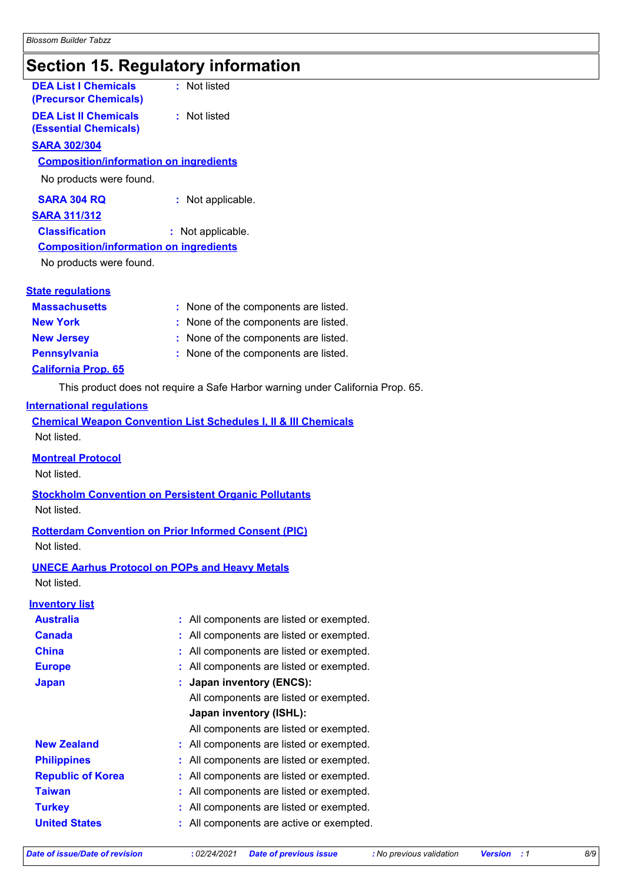# Section 15. Regulatory information

**DEA List I Chemicals (Precursor Chemicals)** : Not listed

**DEA List II Chemicals (Essential Chemicals)** : Not listed

## SARA 302/304

### Composition/information on ingredients

No products were found.

**SARA 304 RQ** : Not applicable.

## SARA 311/312

**Classification** : Not applicable.

### Composition/information on ingredients

No products were found.

## State regulations

| | |
|---|---|
| **Massachusetts** | : None of the components are listed. |
| **New York** | : None of the components are listed. |
| **New Jersey** | : None of the components are listed. |
| **Pennsylvania** | : None of the components are listed. |

### California Prop. 65

This product does not require a Safe Harbor warning under California Prop. 65.

## International regulations

### Chemical Weapon Convention List Schedules I, II & III Chemicals

Not listed.

### Montreal Protocol

Not listed.

### Stockholm Convention on Persistent Organic Pollutants

Not listed.

### Rotterdam Convention on Prior Informed Consent (PIC)

Not listed.

### UNECE Aarhus Protocol on POPs and Heavy Metals

Not listed.

## Inventory list

| | |
|---|---|
| **Australia** | : All components are listed or exempted. |
| **Canada** | : All components are listed or exempted. |
| **China** | : All components are listed or exempted. |
| **Europe** | : All components are listed or exempted. |
| **Japan** | : **Japan inventory (ENCS):** All components are listed or exempted. **Japan inventory (ISHL):** All components are listed or exempted. |
| **New Zealand** | : All components are listed or exempted. |
| **Philippines** | : All components are listed or exempted. |
| **Republic of Korea** | : All components are listed or exempted. |
| **Taiwan** | : All components are listed or exempted. |
| **Turkey** | : All components are listed or exempted. |
| **United States** | : All components are active or exempted. |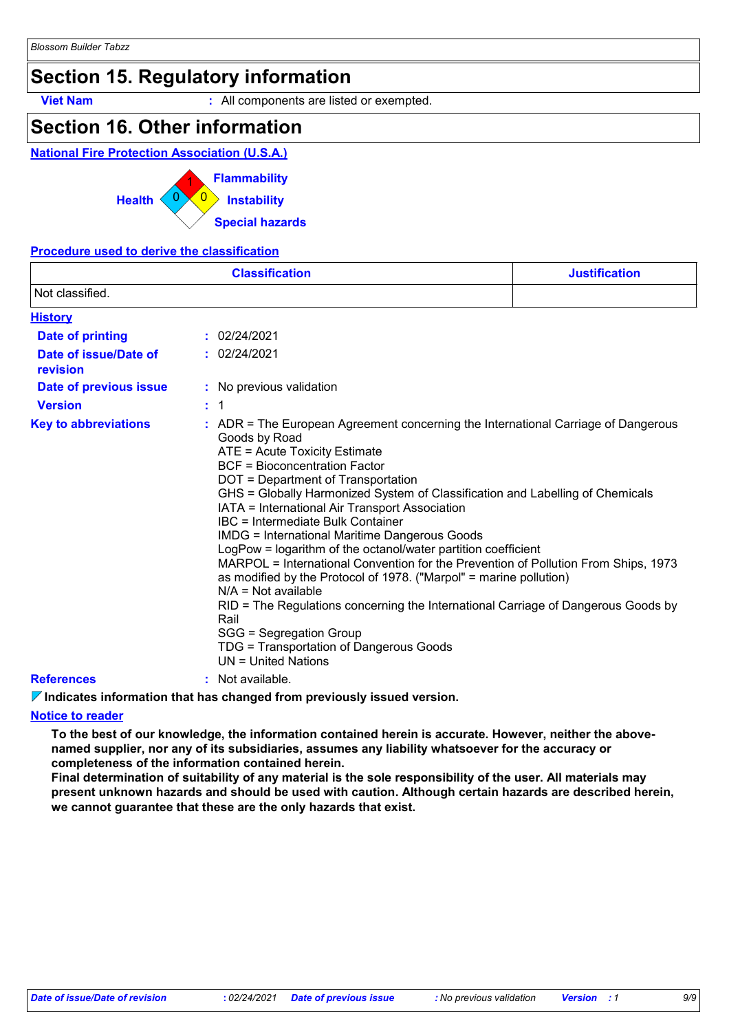## Section 15. Regulatory information

**Viet Nam** : All components are listed or exempted.

## Section 16. Other information

**National Fire Protection Association (U.S.A.)**

Flammability 1
Health 0
Instability 0
Special hazards

**Procedure used to derive the classification**

| Classification | Justification |
| --- | --- |
| Not classified. | |

**History**

**Date of printing** : 02/24/2021

**Date of issue/Date of revision** : 02/24/2021

**Date of previous issue** : No previous validation

**Version** : 1

**Key to abbreviations** : ADR = The European Agreement concerning the International Carriage of Dangerous Goods by Road
ATE = Acute Toxicity Estimate
BCF = Bioconcentration Factor
DOT = Department of Transportation
GHS = Globally Harmonized System of Classification and Labelling of Chemicals
IATA = International Air Transport Association
IBC = Intermediate Bulk Container
IMDG = International Maritime Dangerous Goods
LogPow = logarithm of the octanol/water partition coefficient
MARPOL = International Convention for the Prevention of Pollution From Ships, 1973 as modified by the Protocol of 1978. ("Marpol" = marine pollution)
N/A = Not available
RID = The Regulations concerning the International Carriage of Dangerous Goods by Rail
SGG = Segregation Group
TDG = Transportation of Dangerous Goods
UN = United Nations

**References** : Not available.

**Indicates information that has changed from previously issued version.**

**Notice to reader**

**To the best of our knowledge, the information contained herein is accurate. However, neither the above-named supplier, nor any of its subsidiaries, assumes any liability whatsoever for the accuracy or completeness of the information contained herein.**
**Final determination of suitability of any material is the sole responsibility of the user. All materials may present unknown hazards and should be used with caution. Although certain hazards are described herein, we cannot guarantee that these are the only hazards that exist.**